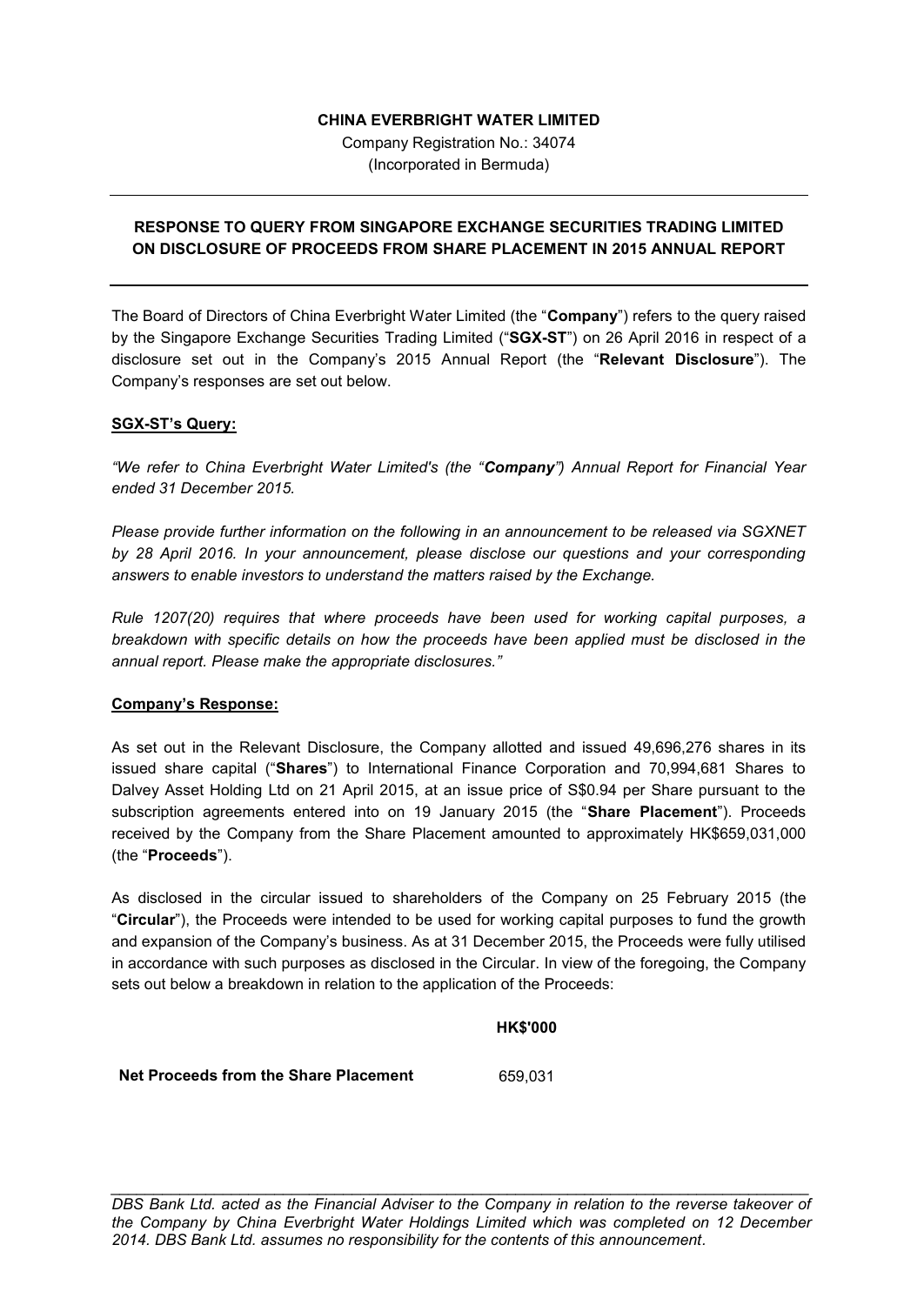**CHINA EVERBRIGHT WATER LIMITED**

Company Registration No.: 34074

(Incorporated in Bermuda)

---

**RESPONSE TO QUERY FROM SINGAPORE EXCHANGE SECURITIES TRADING LIMITED ON DISCLOSURE OF PROCEEDS FROM SHARE PLACEMENT IN 2015 ANNUAL REPORT**

---

The Board of Directors of China Everbright Water Limited (the "**Company**") refers to the query raised by the Singapore Exchange Securities Trading Limited ("**SGX-ST**") on 26 April 2016 in respect of a disclosure set out in the Company's 2015 Annual Report (the "**Relevant Disclosure**"). The Company's responses are set out below.

**SGX-ST's Query:**

*"We refer to China Everbright Water Limited's (the "**Company**") Annual Report for Financial Year ended 31 December 2015.*

*Please provide further information on the following in an announcement to be released via SGXNET by 28 April 2016. In your announcement, please disclose our questions and your corresponding answers to enable investors to understand the matters raised by the Exchange.*

*Rule 1207(20) requires that where proceeds have been used for working capital purposes, a breakdown with specific details on how the proceeds have been applied must be disclosed in the annual report. Please make the appropriate disclosures."*

**Company's Response:**

As set out in the Relevant Disclosure, the Company allotted and issued 49,696,276 shares in its issued share capital ("**Shares**") to International Finance Corporation and 70,994,681 Shares to Dalvey Asset Holding Ltd on 21 April 2015, at an issue price of S$0.94 per Share pursuant to the subscription agreements entered into on 19 January 2015 (the "**Share Placement**"). Proceeds received by the Company from the Share Placement amounted to approximately HK$659,031,000 (the "**Proceeds**").

As disclosed in the circular issued to shareholders of the Company on 25 February 2015 (the "**Circular**"), the Proceeds were intended to be used for working capital purposes to fund the growth and expansion of the Company's business. As at 31 December 2015, the Proceeds were fully utilised in accordance with such purposes as disclosed in the Circular. In view of the foregoing, the Company sets out below a breakdown in relation to the application of the Proceeds:

| | **HK$'000** |
|---|---|
| **Net Proceeds from the Share Placement** | 659,031 |

---

*DBS Bank Ltd. acted as the Financial Adviser to the Company in relation to the reverse takeover of the Company by China Everbright Water Holdings Limited which was completed on 12 December 2014. DBS Bank Ltd. assumes no responsibility for the contents of this announcement.*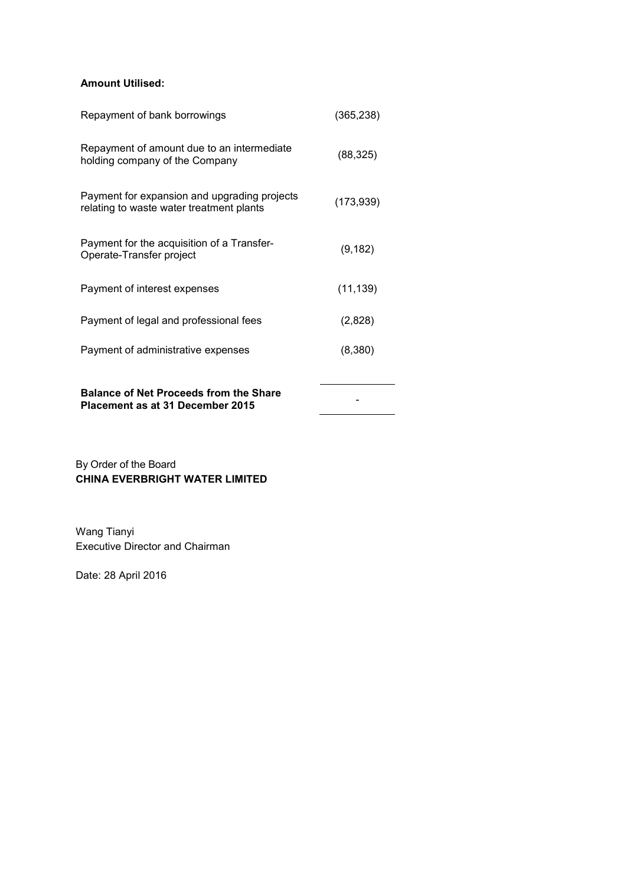**Amount Utilised:**

| | |
|---|---|
| Repayment of bank borrowings | (365,238) |
| Repayment of amount due to an intermediate holding company of the Company | (88,325) |
| Payment for expansion and upgrading projects relating to waste water treatment plants | (173,939) |
| Payment for the acquisition of a Transfer-Operate-Transfer project | (9,182) |
| Payment of interest expenses | (11,139) |
| Payment of legal and professional fees | (2,828) |
| Payment of administrative expenses | (8,380) |
| **Balance of Net Proceeds from the Share Placement as at 31 December 2015** | - |

By Order of the Board
**CHINA EVERBRIGHT WATER LIMITED**

Wang Tianyi
Executive Director and Chairman

Date: 28 April 2016